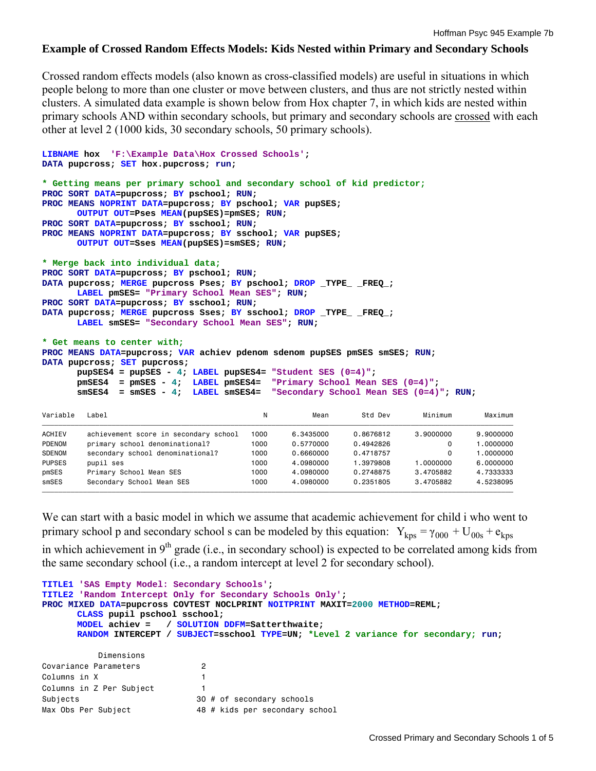# Example of Crossed Random Effects Models: Kids Nested within Primary and Secondary Schools

Crossed random effects models (also known as cross-classified models) are useful in situations in which people belong to more than one cluster or move between clusters, and thus are not strictly nested within clusters. A simulated data example is shown below from Hox chapter 7, in which kids are nested within primary schools AND within secondary schools, but primary and secondary schools are crossed with each other at level 2 (1000 kids, 30 secondary schools, 50 primary schools).

```
LIBNAME hox  'F:\Example Data\Hox Crossed Schools';
DATA pupcross; SET hox.pupcross; run;

* Getting means per primary school and secondary school of kid predictor;
PROC SORT DATA=pupcross; BY pschool; RUN;
PROC MEANS NOPRINT DATA=pupcross; BY pschool; VAR pupSES;
      OUTPUT OUT=Pses MEAN(pupSES)=pmSES; RUN;
PROC SORT DATA=pupcross; BY sschool; RUN;
PROC MEANS NOPRINT DATA=pupcross; BY sschool; VAR pupSES;
      OUTPUT OUT=Sses MEAN(pupSES)=smSES; RUN;

* Merge back into individual data;
PROC SORT DATA=pupcross; BY pschool; RUN;
DATA pupcross; MERGE pupcross Pses; BY pschool; DROP _TYPE_ _FREQ_;
      LABEL pmSES= "Primary School Mean SES"; RUN;
PROC SORT DATA=pupcross; BY sschool; RUN;
DATA pupcross; MERGE pupcross Sses; BY sschool; DROP _TYPE_ _FREQ_;
      LABEL smSES= "Secondary School Mean SES"; RUN;

* Get means to center with;
PROC MEANS DATA=pupcross; VAR achiev pdenom sdenom pupSES pmSES smSES; RUN;
DATA pupcross; SET pupcross;
      pupSES4 = pupSES - 4; LABEL pupSES4= "Student SES (0=4)";
      pmSES4  = pmSES - 4;  LABEL pmSES4=  "Primary School Mean SES (0=4)";
      smSES4  = smSES - 4;  LABEL smSES4=  "Secondary School Mean SES (0=4)"; RUN;
```

| Variable | Label | N | Mean | Std Dev | Minimum | Maximum |
|---|---|---|---|---|---|---|
| ACHIEV | achievement score in secondary school | 1000 | 6.3435000 | 0.8676812 | 3.9000000 | 9.9000000 |
| PDENOM | primary school denominational? | 1000 | 0.5770000 | 0.4942826 | 0 | 1.0000000 |
| SDENOM | secondary school denominational? | 1000 | 0.6660000 | 0.4718757 | 0 | 1.0000000 |
| PUPSES | pupil ses | 1000 | 4.0980000 | 1.3979808 | 1.0000000 | 6.0000000 |
| pmSES | Primary School Mean SES | 1000 | 4.0980000 | 0.2748875 | 3.4705882 | 4.7333333 |
| smSES | Secondary School Mean SES | 1000 | 4.0980000 | 0.2351805 | 3.4705882 | 4.5238095 |

We can start with a basic model in which we assume that academic achievement for child i who went to primary school p and secondary school s can be modeled by this equation: $Y_{kps} = \gamma_{000} + U_{00s} + e_{kps}$ in which achievement in 9th grade (i.e., in secondary school) is expected to be correlated among kids from the same secondary school (i.e., a random intercept at level 2 for secondary school).

```
TITLE1 'SAS Empty Model: Secondary Schools';
TITLE2 'Random Intercept Only for Secondary Schools Only';
PROC MIXED DATA=pupcross COVTEST NOCLPRINT NOITPRINT MAXIT=2000 METHOD=REML;
      CLASS pupil pschool sschool;
      MODEL achiev =   / SOLUTION DDFM=Satterthwaite;
      RANDOM INTERCEPT / SUBJECT=sschool TYPE=UN; *Level 2 variance for secondary; run;
```

```
           Dimensions
Covariance Parameters           2
Columns in X                    1
Columns in Z Per Subject        1
Subjects                       30 # of secondary schools
Max Obs Per Subject            48 # kids per secondary school
```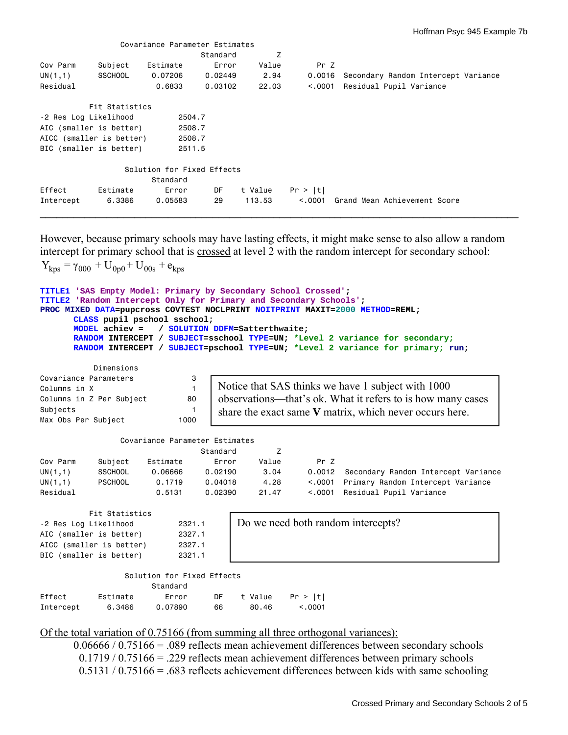Covariance Parameter Estimates

| Cov Parm | Subject | Estimate | Standard Error | Z Value | Pr Z | |
|---|---|---|---|---|---|---|
| UN(1,1) | SSCHOOL | 0.07206 | 0.02449 | 2.94 | 0.0016 | Secondary Random Intercept Variance |
| Residual | | 0.6833 | 0.03102 | 22.03 | <.0001 | Residual Pupil Variance |

Fit Statistics

| | |
|---|---|
| -2 Res Log Likelihood | 2504.7 |
| AIC (smaller is better) | 2508.7 |
| AICC (smaller is better) | 2508.7 |
| BIC (smaller is better) | 2511.5 |

Solution for Fixed Effects

| Effect | Estimate | Standard Error | DF | t Value | Pr > \|t\| | |
|---|---|---|---|---|---|---|
| Intercept | 6.3386 | 0.05583 | 29 | 113.53 | <.0001 | Grand Mean Achievement Score |

---

However, because primary schools may have lasting effects, it might make sense to also allow a random intercept for primary school that is crossed at level 2 with the random intercept for secondary school:

$$Y_{kps} = \gamma_{000} + U_{0p0} + U_{00s} + e_{kps}$$

```
TITLE1 'SAS Empty Model: Primary by Secondary School Crossed';
TITLE2 'Random Intercept Only for Primary and Secondary Schools';
PROC MIXED DATA=pupcross COVTEST NOCLPRINT NOITPRINT MAXIT=2000 METHOD=REML;
      CLASS pupil pschool sschool;
      MODEL achiev =   / SOLUTION DDFM=Satterthwaite;
      RANDOM INTERCEPT / SUBJECT=sschool TYPE=UN; *Level 2 variance for secondary;
      RANDOM INTERCEPT / SUBJECT=pschool TYPE=UN; *Level 2 variance for primary; run;
```

Dimensions

| | |
|---|---|
| Covariance Parameters | 3 |
| Columns in X | 1 |
| Columns in Z Per Subject | 80 |
| Subjects | 1 |
| Max Obs Per Subject | 1000 |

Notice that SAS thinks we have 1 subject with 1000 observations—that's ok. What it refers to is how many cases share the exact same **V** matrix, which never occurs here.

Covariance Parameter Estimates

| Cov Parm | Subject | Estimate | Standard Error | Z Value | Pr Z | |
|---|---|---|---|---|---|---|
| UN(1,1) | SSCHOOL | 0.06666 | 0.02190 | 3.04 | 0.0012 | Secondary Random Intercept Variance |
| UN(1,1) | PSCHOOL | 0.1719 | 0.04018 | 4.28 | <.0001 | Primary Random Intercept Variance |
| Residual | | 0.5131 | 0.02390 | 21.47 | <.0001 | Residual Pupil Variance |

Fit Statistics

| | |
|---|---|
| -2 Res Log Likelihood | 2321.1 |
| AIC (smaller is better) | 2327.1 |
| AICC (smaller is better) | 2327.1 |
| BIC (smaller is better) | 2321.1 |

Do we need both random intercepts?

Solution for Fixed Effects

| Effect | Estimate | Standard Error | DF | t Value | Pr > \|t\| |
|---|---|---|---|---|---|
| Intercept | 6.3486 | 0.07890 | 66 | 80.46 | <.0001 |

Of the total variation of 0.75166 (from summing all three orthogonal variances):

- 0.06666 / 0.75166 = .089 reflects mean achievement differences between secondary schools
- 0.1719 / 0.75166 = .229 reflects mean achievement differences between primary schools
- 0.5131 / 0.75166 = .683 reflects achievement differences between kids with same schooling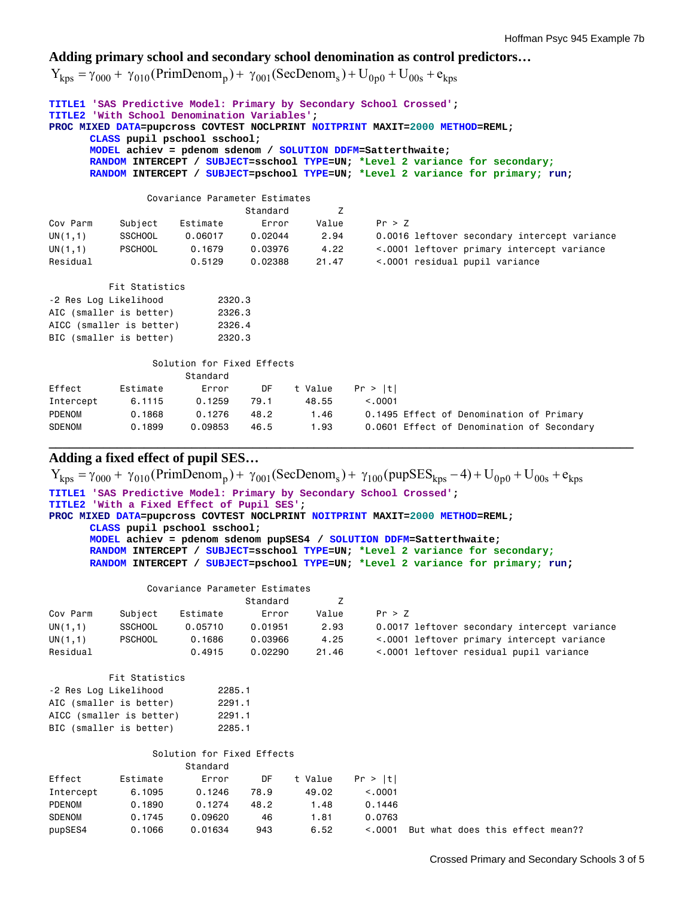### Adding primary school and secondary school denomination as control predictors…

$$Y_{kps} = \gamma_{000} + \gamma_{010}(\text{PrimDenom}_p) + \gamma_{001}(\text{SecDenom}_s) + U_{0p0} + U_{00s} + e_{kps}$$

```
TITLE1 'SAS Predictive Model: Primary by Secondary School Crossed';
TITLE2 'With School Denomination Variables';
PROC MIXED DATA=pupcross COVTEST NOCLPRINT NOITPRINT MAXIT=2000 METHOD=REML;
      CLASS pupil pschool sschool;
      MODEL achiev = pdenom sdenom / SOLUTION DDFM=Satterthwaite;
      RANDOM INTERCEPT / SUBJECT=sschool TYPE=UN; *Level 2 variance for secondary;
      RANDOM INTERCEPT / SUBJECT=pschool TYPE=UN; *Level 2 variance for primary; run;
```

Covariance Parameter Estimates

| Cov Parm | Subject | Estimate | Standard Error | Z Value | Pr > Z | |
|---|---|---|---|---|---|---|
| UN(1,1) | SSCHOOL | 0.06017 | 0.02044 | 2.94 | 0.0016 | leftover secondary intercept variance |
| UN(1,1) | PSCHOOL | 0.1679 | 0.03976 | 4.22 | <.0001 | leftover primary intercept variance |
| Residual | | 0.5129 | 0.02388 | 21.47 | <.0001 | residual pupil variance |

Fit Statistics

| | |
|---|---|
| -2 Res Log Likelihood | 2320.3 |
| AIC (smaller is better) | 2326.3 |
| AICC (smaller is better) | 2326.4 |
| BIC (smaller is better) | 2320.3 |

Solution for Fixed Effects

| Effect | Estimate | Standard Error | DF | t Value | Pr > \|t\| | |
|---|---|---|---|---|---|---|
| Intercept | 6.1115 | 0.1259 | 79.1 | 48.55 | <.0001 | |
| PDENOM | 0.1868 | 0.1276 | 48.2 | 1.46 | 0.1495 | Effect of Denomination of Primary |
| SDENOM | 0.1899 | 0.09853 | 46.5 | 1.93 | 0.0601 | Effect of Denomination of Secondary |

---

### Adding a fixed effect of pupil SES…

$$Y_{kps} = \gamma_{000} + \gamma_{010}(\text{PrimDenom}_p) + \gamma_{001}(\text{SecDenom}_s) + \gamma_{100}(\text{pupSES}_{kps} - 4) + U_{0p0} + U_{00s} + e_{kps}$$

```
TITLE1 'SAS Predictive Model: Primary by Secondary School Crossed';
TITLE2 'With a Fixed Effect of Pupil SES';
PROC MIXED DATA=pupcross COVTEST NOCLPRINT NOITPRINT MAXIT=2000 METHOD=REML;
      CLASS pupil pschool sschool;
      MODEL achiev = pdenom sdenom pupSES4 / SOLUTION DDFM=Satterthwaite;
      RANDOM INTERCEPT / SUBJECT=sschool TYPE=UN; *Level 2 variance for secondary;
      RANDOM INTERCEPT / SUBJECT=pschool TYPE=UN; *Level 2 variance for primary; run;
```

Covariance Parameter Estimates

| Cov Parm | Subject | Estimate | Standard Error | Z Value | Pr > Z | |
|---|---|---|---|---|---|---|
| UN(1,1) | SSCHOOL | 0.05710 | 0.01951 | 2.93 | 0.0017 | leftover secondary intercept variance |
| UN(1,1) | PSCHOOL | 0.1686 | 0.03966 | 4.25 | <.0001 | leftover primary intercept variance |
| Residual | | 0.4915 | 0.02290 | 21.46 | <.0001 | leftover residual pupil variance |

Fit Statistics

| | |
|---|---|
| -2 Res Log Likelihood | 2285.1 |
| AIC (smaller is better) | 2291.1 |
| AICC (smaller is better) | 2291.1 |
| BIC (smaller is better) | 2285.1 |

Solution for Fixed Effects

| Effect | Estimate | Standard Error | DF | t Value | Pr > \|t\| | |
|---|---|---|---|---|---|---|
| Intercept | 6.1095 | 0.1246 | 78.9 | 49.02 | <.0001 | |
| PDENOM | 0.1890 | 0.1274 | 48.2 | 1.48 | 0.1446 | |
| SDENOM | 0.1745 | 0.09620 | 46 | 1.81 | 0.0763 | |
| pupSES4 | 0.1066 | 0.01634 | 943 | 6.52 | <.0001 | But what does this effect mean?? |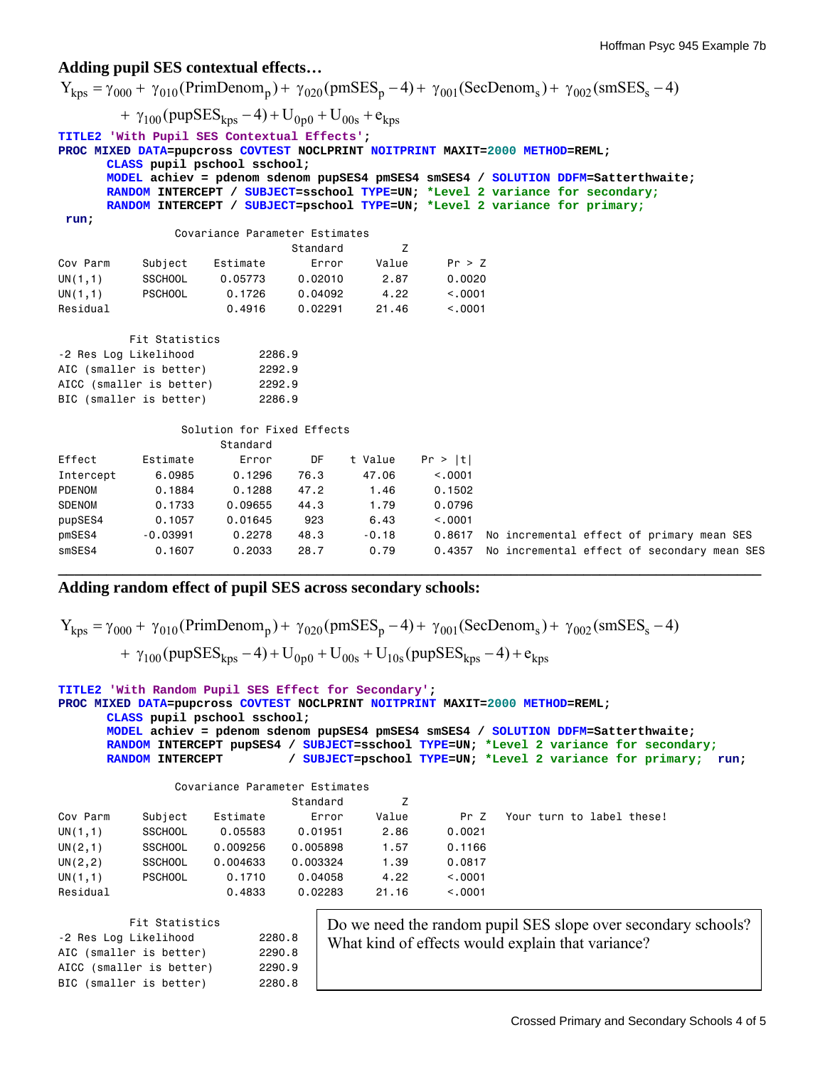### Adding pupil SES contextual effects…

$$Y_{kps} = \gamma_{000} + \gamma_{010}(\text{PrimDenom}_p) + \gamma_{020}(\text{pmSES}_p - 4) + \gamma_{001}(\text{SecDenom}_s) + \gamma_{002}(\text{smSES}_s - 4)$$
$$+ \gamma_{100}(\text{pupSES}_{kps} - 4) + U_{0p0} + U_{00s} + e_{kps}$$

```
TITLE2 'With Pupil SES Contextual Effects';
PROC MIXED DATA=pupcross COVTEST NOCLPRINT NOITPRINT MAXIT=2000 METHOD=REML;
      CLASS pupil pschool sschool;
      MODEL achiev = pdenom sdenom pupSES4 pmSES4 smSES4 / SOLUTION DDFM=Satterthwaite;
      RANDOM INTERCEPT / SUBJECT=sschool TYPE=UN; *Level 2 variance for secondary;
      RANDOM INTERCEPT / SUBJECT=pschool TYPE=UN; *Level 2 variance for primary;
 run;
```

Covariance Parameter Estimates

| Cov Parm | Subject | Estimate | Standard Error | Z Value | Pr > Z |
|---|---|---|---|---|---|
| UN(1,1) | SSCHOOL | 0.05773 | 0.02010 | 2.87 | 0.0020 |
| UN(1,1) | PSCHOOL | 0.1726 | 0.04092 | 4.22 | <.0001 |
| Residual | | 0.4916 | 0.02291 | 21.46 | <.0001 |

Fit Statistics

| | |
|---|---|
| -2 Res Log Likelihood | 2286.9 |
| AIC (smaller is better) | 2292.9 |
| AICC (smaller is better) | 2292.9 |
| BIC (smaller is better) | 2286.9 |

Solution for Fixed Effects

| Effect | Estimate | Standard Error | DF | t Value | Pr > \|t\| | |
|---|---|---|---|---|---|---|
| Intercept | 6.0985 | 0.1296 | 76.3 | 47.06 | <.0001 | |
| PDENOM | 0.1884 | 0.1288 | 47.2 | 1.46 | 0.1502 | |
| SDENOM | 0.1733 | 0.09655 | 44.3 | 1.79 | 0.0796 | |
| pupSES4 | 0.1057 | 0.01645 | 923 | 6.43 | <.0001 | |
| pmSES4 | -0.03991 | 0.2278 | 48.3 | -0.18 | 0.8617 | No incremental effect of primary mean SES |
| smSES4 | 0.1607 | 0.2033 | 28.7 | 0.79 | 0.4357 | No incremental effect of secondary mean SES |

---

### Adding random effect of pupil SES across secondary schools:

$$Y_{kps} = \gamma_{000} + \gamma_{010}(\text{PrimDenom}_p) + \gamma_{020}(\text{pmSES}_p - 4) + \gamma_{001}(\text{SecDenom}_s) + \gamma_{002}(\text{smSES}_s - 4)$$
$$+ \gamma_{100}(\text{pupSES}_{kps} - 4) + U_{0p0} + U_{00s} + U_{10s}(\text{pupSES}_{kps} - 4) + e_{kps}$$

```
TITLE2 'With Random Pupil SES Effect for Secondary';
PROC MIXED DATA=pupcross COVTEST NOCLPRINT NOITPRINT MAXIT=2000 METHOD=REML;
      CLASS pupil pschool sschool;
      MODEL achiev = pdenom sdenom pupSES4 pmSES4 smSES4 / SOLUTION DDFM=Satterthwaite;
      RANDOM INTERCEPT pupSES4 / SUBJECT=sschool TYPE=UN; *Level 2 variance for secondary;
      RANDOM INTERCEPT         / SUBJECT=pschool TYPE=UN; *Level 2 variance for primary;  run;
```

Covariance Parameter Estimates

| Cov Parm | Subject | Estimate | Standard Error | Z Value | Pr Z | Your turn to label these! |
|---|---|---|---|---|---|---|
| UN(1,1) | SSCHOOL | 0.05583 | 0.01951 | 2.86 | 0.0021 | |
| UN(2,1) | SSCHOOL | 0.009256 | 0.005898 | 1.57 | 0.1166 | |
| UN(2,2) | SSCHOOL | 0.004633 | 0.003324 | 1.39 | 0.0817 | |
| UN(1,1) | PSCHOOL | 0.1710 | 0.04058 | 4.22 | <.0001 | |
| Residual | | 0.4833 | 0.02283 | 21.16 | <.0001 | |

Fit Statistics

| | |
|---|---|
| -2 Res Log Likelihood | 2280.8 |
| AIC (smaller is better) | 2290.8 |
| AICC (smaller is better) | 2290.9 |
| BIC (smaller is better) | 2280.8 |

Do we need the random pupil SES slope over secondary schools? What kind of effects would explain that variance?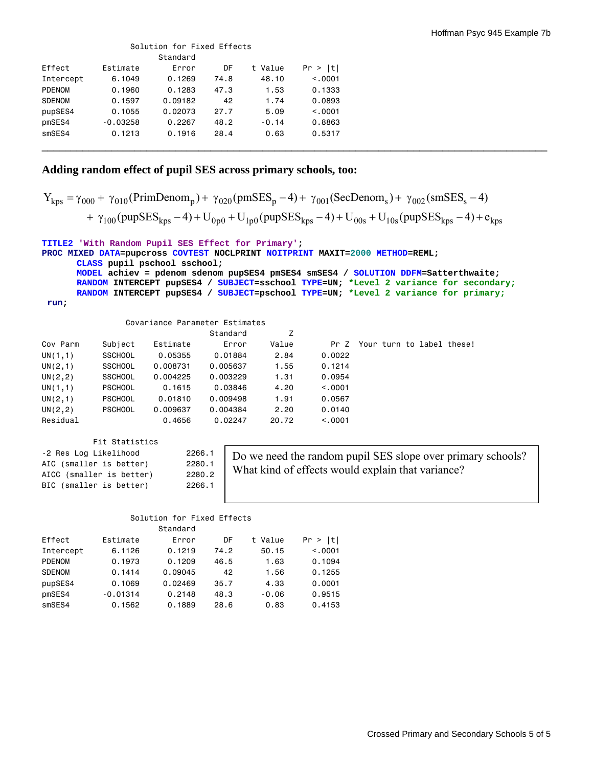Solution for Fixed Effects

| Effect | Estimate | Standard Error | DF | t Value | Pr > \|t\| |
|---|---|---|---|---|---|
| Intercept | 6.1049 | 0.1269 | 74.8 | 48.10 | <.0001 |
| PDENOM | 0.1960 | 0.1283 | 47.3 | 1.53 | 0.1333 |
| SDENOM | 0.1597 | 0.09182 | 42 | 1.74 | 0.0893 |
| pupSES4 | 0.1055 | 0.02073 | 27.7 | 5.09 | <.0001 |
| pmSES4 | -0.03258 | 0.2267 | 48.2 | -0.14 | 0.8863 |
| smSES4 | 0.1213 | 0.1916 | 28.4 | 0.63 | 0.5317 |

---

## Adding random effect of pupil SES across primary schools, too:

$$Y_{kps} = \gamma_{000} + \gamma_{010}(\text{PrimDenom}_p) + \gamma_{020}(\text{pmSES}_p - 4) + \gamma_{001}(\text{SecDenom}_s) + \gamma_{002}(\text{smSES}_s - 4)$$
$$+ \gamma_{100}(\text{pupSES}_{kps} - 4) + U_{0p0} + U_{1p0}(\text{pupSES}_{kps} - 4) + U_{00s} + U_{10s}(\text{pupSES}_{kps} - 4) + e_{kps}$$

```
TITLE2 'With Random Pupil SES Effect for Primary';
PROC MIXED DATA=pupcross COVTEST NOCLPRINT NOITPRINT MAXIT=2000 METHOD=REML;
      CLASS pupil pschool sschool;
      MODEL achiev = pdenom sdenom pupSES4 pmSES4 smSES4 / SOLUTION DDFM=Satterthwaite;
      RANDOM INTERCEPT pupSES4 / SUBJECT=sschool TYPE=UN; *Level 2 variance for secondary;
      RANDOM INTERCEPT pupSES4 / SUBJECT=pschool TYPE=UN; *Level 2 variance for primary;
 run;
```

Covariance Parameter Estimates

| Cov Parm | Subject | Estimate | Standard Error | Z Value | Pr Z | Your turn to label these! |
|---|---|---|---|---|---|---|
| UN(1,1) | SSCHOOL | 0.05355 | 0.01884 | 2.84 | 0.0022 | |
| UN(2,1) | SSCHOOL | 0.008731 | 0.005637 | 1.55 | 0.1214 | |
| UN(2,2) | SSCHOOL | 0.004225 | 0.003229 | 1.31 | 0.0954 | |
| UN(1,1) | PSCHOOL | 0.1615 | 0.03846 | 4.20 | <.0001 | |
| UN(2,1) | PSCHOOL | 0.01810 | 0.009498 | 1.91 | 0.0567 | |
| UN(2,2) | PSCHOOL | 0.009637 | 0.004384 | 2.20 | 0.0140 | |
| Residual | | 0.4656 | 0.02247 | 20.72 | <.0001 | |

Fit Statistics

| | |
|---|---|
| -2 Res Log Likelihood | 2266.1 |
| AIC (smaller is better) | 2280.1 |
| AICC (smaller is better) | 2280.2 |
| BIC (smaller is better) | 2266.1 |

Do we need the random pupil SES slope over primary schools?
What kind of effects would explain that variance?

Solution for Fixed Effects

| Effect | Estimate | Standard Error | DF | t Value | Pr > \|t\| |
|---|---|---|---|---|---|
| Intercept | 6.1126 | 0.1219 | 74.2 | 50.15 | <.0001 |
| PDENOM | 0.1973 | 0.1209 | 46.5 | 1.63 | 0.1094 |
| SDENOM | 0.1414 | 0.09045 | 42 | 1.56 | 0.1255 |
| pupSES4 | 0.1069 | 0.02469 | 35.7 | 4.33 | 0.0001 |
| pmSES4 | -0.01314 | 0.2148 | 48.3 | -0.06 | 0.9515 |
| smSES4 | 0.1562 | 0.1889 | 28.6 | 0.83 | 0.4153 |